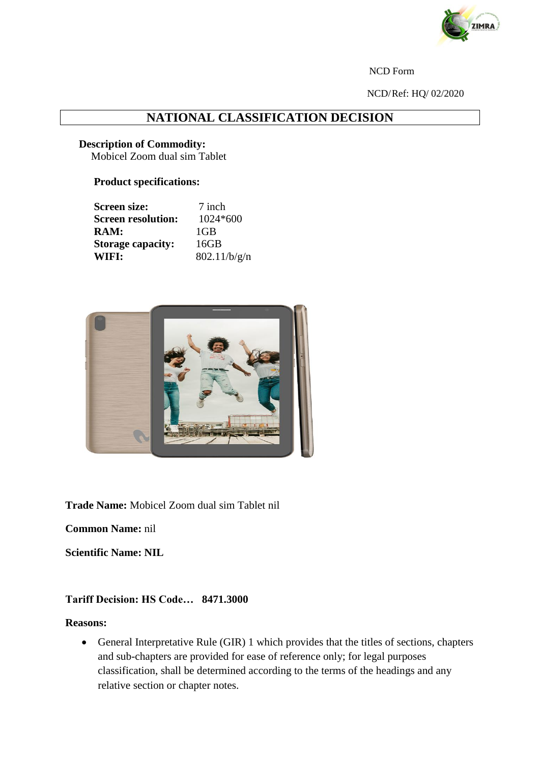NCD Form

NCD/Ref: HQ/ 02/2020

# NATIONAL CLASSIFICATION DECISION

**Description of Commodity:**
Mobicel Zoom dual sim Tablet

**Product specifications:**

| | |
|---|---|
| **Screen size:** | 7 inch |
| **Screen resolution:** | 1024*600 |
| **RAM:** | 1GB |
| **Storage capacity:** | 16GB |
| **WIFI:** | 802.11/b/g/n |

**Trade Name:** Mobicel Zoom dual sim Tablet nil

**Common Name:** nil

**Scientific Name: NIL**

**Tariff Decision: HS Code… 8471.3000**

**Reasons:**

- General Interpretative Rule (GIR) 1 which provides that the titles of sections, chapters and sub-chapters are provided for ease of reference only; for legal purposes classification, shall be determined according to the terms of the headings and any relative section or chapter notes.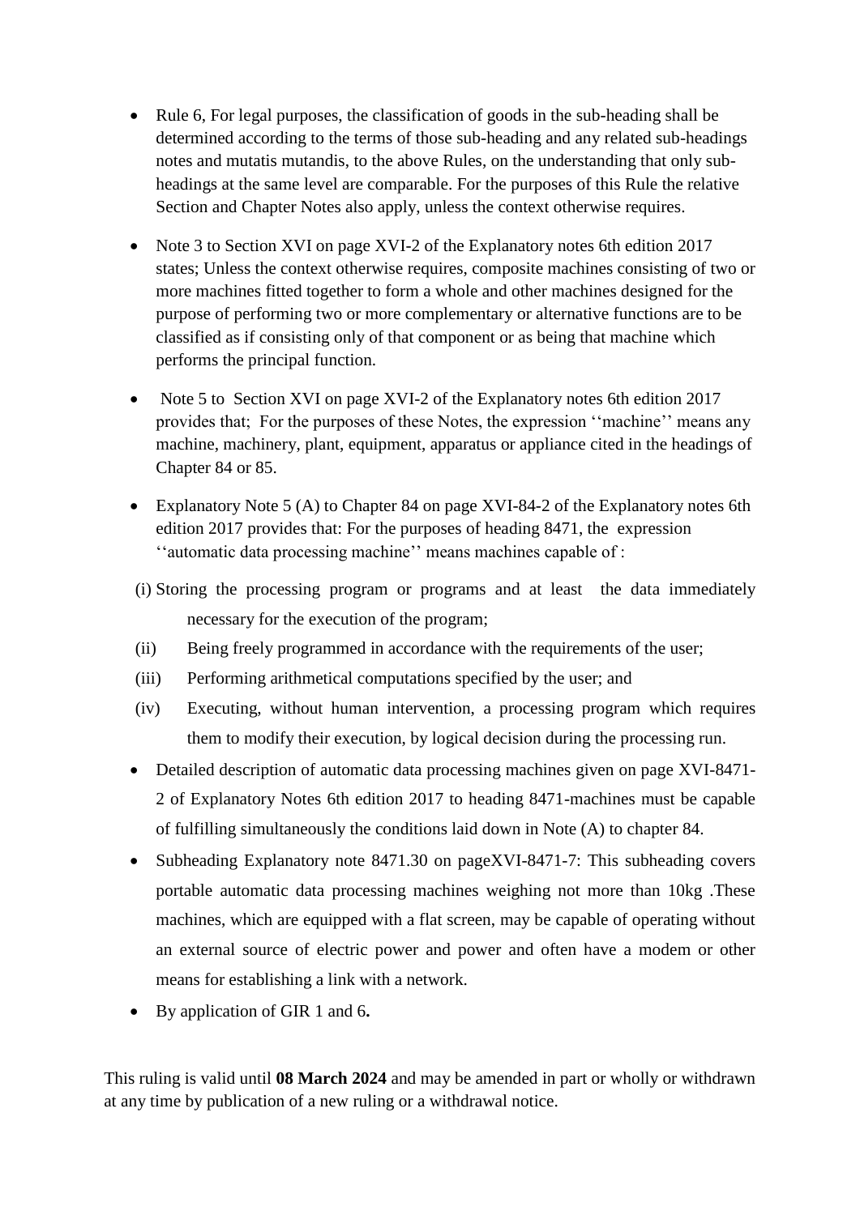- Rule 6, For legal purposes, the classification of goods in the sub-heading shall be determined according to the terms of those sub-heading and any related sub-headings notes and mutatis mutandis, to the above Rules, on the understanding that only sub-headings at the same level are comparable. For the purposes of this Rule the relative Section and Chapter Notes also apply, unless the context otherwise requires.

- Note 3 to Section XVI on page XVI-2 of the Explanatory notes 6th edition 2017 states; Unless the context otherwise requires, composite machines consisting of two or more machines fitted together to form a whole and other machines designed for the purpose of performing two or more complementary or alternative functions are to be classified as if consisting only of that component or as being that machine which performs the principal function.

- Note 5 to Section XVI on page XVI-2 of the Explanatory notes 6th edition 2017 provides that; For the purposes of these Notes, the expression ''machine'' means any machine, machinery, plant, equipment, apparatus or appliance cited in the headings of Chapter 84 or 85.

- Explanatory Note 5 (A) to Chapter 84 on page XVI-84-2 of the Explanatory notes 6th edition 2017 provides that: For the purposes of heading 8471, the expression ''automatic data processing machine'' means machines capable of :

(i) Storing the processing program or programs and at least the data immediately necessary for the execution of the program;

(ii) Being freely programmed in accordance with the requirements of the user;

(iii) Performing arithmetical computations specified by the user; and

(iv) Executing, without human intervention, a processing program which requires them to modify their execution, by logical decision during the processing run.

- Detailed description of automatic data processing machines given on page XVI-8471-2 of Explanatory Notes 6th edition 2017 to heading 8471-machines must be capable of fulfilling simultaneously the conditions laid down in Note (A) to chapter 84.

- Subheading Explanatory note 8471.30 on pageXVI-8471-7: This subheading covers portable automatic data processing machines weighing not more than 10kg .These machines, which are equipped with a flat screen, may be capable of operating without an external source of electric power and power and often have a modem or other means for establishing a link with a network.

- By application of GIR 1 and 6**.**

This ruling is valid until **08 March 2024** and may be amended in part or wholly or withdrawn at any time by publication of a new ruling or a withdrawal notice.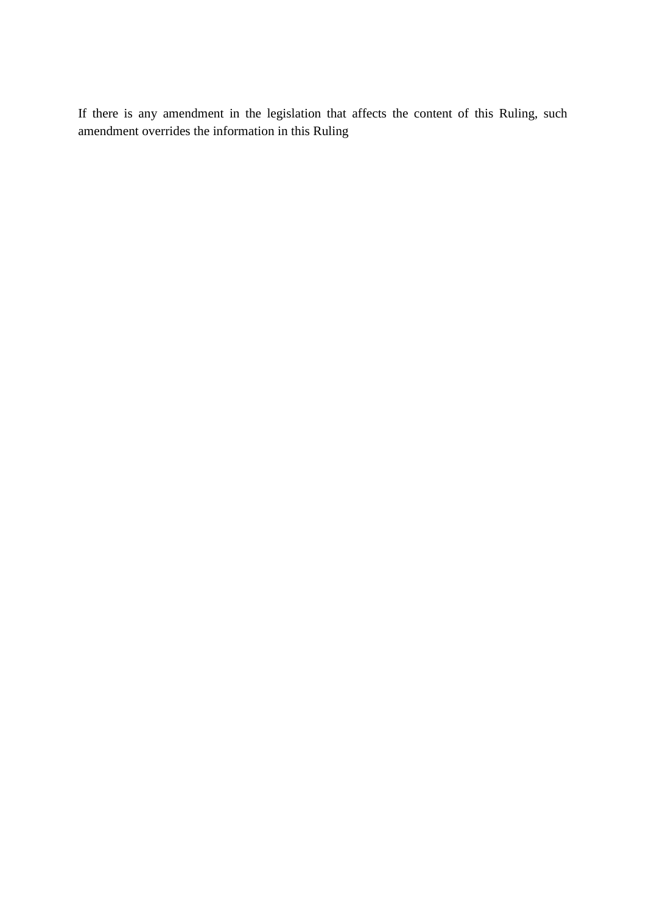If there is any amendment in the legislation that affects the content of this Ruling, such amendment overrides the information in this Ruling